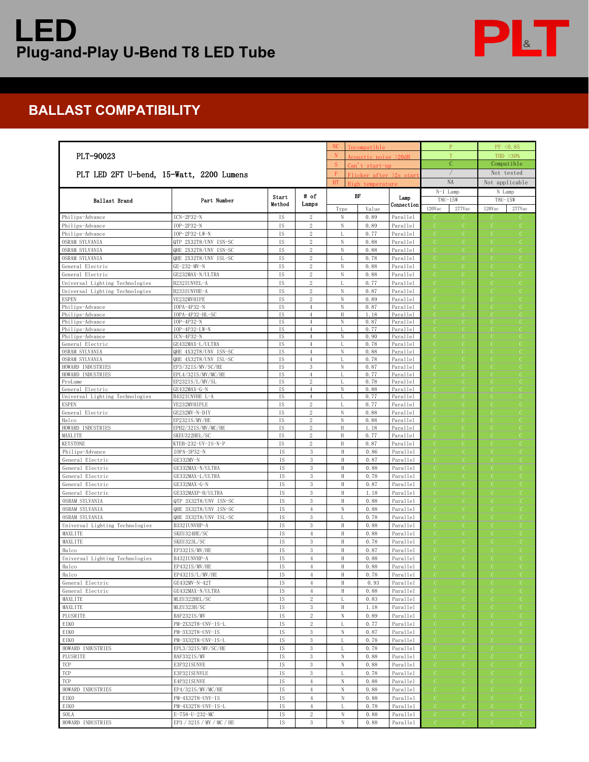# LED

## Plug-and-Play U-Bend T8 LED Tube

PLT

## BALLAST COMPATIBILITY

PLT-90023

PLT LED 2FT U-bend, 15-Watt, 2200 Lumens

| Code | Meaning | Code | Meaning |
|---|---|---|---|
| NC | Incompatible | P | PF <0.85 |
| N | Acoustic noise >20dB | T | THD >30% |
| S | Can't start-up | C | Compatible |
| F | Flicker after >2s start | / | Not tested |
| HT | High temperature | NA | Not applicable |

| Ballast Brand | Part Number | Start Method | # of Lamps | BF Type | BF Value | Lamp Connection | N-1 Lamp T8U-15W 120Vac | N-1 Lamp T8U-15W 277Vac | N Lamp T8U-15W 120Vac | N Lamp T8U-15W 277Vac |
|---|---|---|---|---|---|---|---|---|---|---|
| Philips-Advance | ICN-2P32-N | IS | 2 | N | 0.89 | Parallel | C | C | C | C |
| Philips-Advance | IOP-2P32-N | IS | 2 | N | 0.89 | Parallel | C | C | C | C |
| Philips-Advance | IOP-2P32-LW-N | IS | 2 | L | 0.77 | Parallel | C | C | C | C |
| OSRAM SYLVANIA | QTP 2X32T8/UNV ISN-SC | IS | 2 | N | 0.88 | Parallel | C | C | C | C |
| OSRAM SYLVANIA | QHE 2X32T8/UNV ISN-SC | IS | 2 | N | 0.88 | Parallel | C | C | C | C |
| OSRAM SYLVANIA | QHE 2X32T8/UNV ISL-SC | IS | 2 | L | 0.78 | Parallel | C | C | C | C |
| General Electric | GE-232-MV-N | IS | 2 | N | 0.88 | Parallel | C | C | C | C |
| General Electric | GE232MAX-N/ULTRA | IS | 2 | N | 0.88 | Parallel | C | C | C | C |
| Universal Lighting Technologies | B232IUNVEL-A | IS | 2 | L | 0.77 | Parallel | C | C | C | C |
| Universal Lighting Technologies | B233IUNVHE-A | IS | 2 | N | 0.87 | Parallel | C | C | C | C |
| ESPEN | VE232MVHIPE | IS | 2 | N | 0.89 | Parallel | C | C | C | C |
| Philips-Advance | IOPA-4P32-N | IS | 4 | N | 0.87 | Parallel | C | C | C | C |
| Philips-Advance | IOPA-4P32-HL-SC | IS | 4 | H | 1.18 | Parallel | C | C | C | C |
| Philips-Advance | IOP-4P32-N | IS | 4 | N | 0.87 | Parallel | C | C | C | C |
| Philips-Advance | IOP-4P32-LW-N | IS | 4 | L | 0.77 | Parallel | C | C | C | C |
| Philips-Advance | ICN-4P32-N | IS | 4 | N | 0.90 | Parallel | C | C | C | C |
| General Electric | GE432MAX-L/ULTRA | IS | 4 | L | 0.78 | Parallel | C | C | C | C |
| OSRAM SYLVANIA | QHE 4X32T8/UNV ISN-SC | IS | 4 | N | 0.88 | Parallel | C | C | C | C |
| OSRAM SYLVANIA | QHE 4X32T8/UNV ISL-SC | IS | 4 | L | 0.78 | Parallel | C | C | C | C |
| HOWARD INDUSTRIES | EP3/32IS/MV/SC/HE | IS | 3 | N | 0.87 | Parallel | C | C | C | C |
| HOWARD INDUSTRIES | EPL4/32IS/MV/MC/HE | IS | 4 | L | 0.77 | Parallel | C | C | C | C |
| ProLume | EP232IS/L/MV/SL | IS | 2 | L | 0.78 | Parallel | C | C | C | C |
| General Electric | GE432MAX-G-N | IS | 4 | N | 0.88 | Parallel | C | C | C | C |
| Universal Lighting Technologies | B432IUNVHE L-A | IS | 4 | L | 0.77 | Parallel | C | C | C | C |
| ESPEN | VE232MVHIPLE | IS | 2 | L | 0.77 | Parallel | C | C | C | C |
| General Electric | GE232MV-N-DIY | IS | 2 | N | 0.88 | Parallel | C | C | C | C |
| Halco | EP232IS/MV/HE | IS | 2 | N | 0.88 | Parallel | C | C | C | C |
| HOWARD INDUSTRIES | EPH2/32IS/MV/MC/HE | IS | 2 | H | 1.18 | Parallel | C | C | C | C |
| MAXLITE | SKEU322HEL/SC | IS | 2 | H | 0.77 | Parallel | C | C | C | C |
| KEYSTONE | KTEB-232-UV-IS-N-P | IS | 2 | H | 0.87 | Parallel | C | C | C | C |
| Philips-Advance | IOPA-3P32-N | IS | 3 | H | 0.86 | Parallel | C | C | C | C |
| General Electric | GE332MV-N | IS | 3 | H | 0.87 | Parallel | C | C | C | C |
| General Electric | GE332MAX-N/ULTRA | IS | 3 | H | 0.88 | Parallel | C | C | C | C |
| General Electric | GE332MAX-L/ULTRA | IS | 3 | H | 0.78 | Parallel | C | C | C | C |
| General Electric | GE332MAX-G-N | IS | 3 | H | 0.87 | Parallel | C | C | C | C |
| General Electric | GE332MAXP-H/ULTRA | IS | 3 | H | 1.18 | Parallel | C | C | C | C |
| OSRAM SYLVANIA | QTP 3X32T8/UNV ISN-SC | IS | 3 | H | 0.88 | Parallel | C | C | C | C |
| OSRAM SYLVANIA | QHE 3X32T8/UNV ISN-SC | IS | 4 | N | 0.88 | Parallel | C | C | C | C |
| OSRAM SYLVANIA | QHE 3X32T8/UNV ISL-SC | IS | 3 | L | 0.78 | Parallel | C | C | C | C |
| Universal Lighting Technologies | B332IUNVHP-A | IS | 3 | H | 0.88 | Parallel | C | C | C | C |
| MAXLITE | SKEU324HE/SC | IS | 4 | H | 0.88 | Parallel | C | C | C | C |
| MAXLITE | SKEU323L/SC | IS | 3 | H | 0.78 | Parallel | C | C | C | C |
| Halco | EP332IS/MV/HE | IS | 3 | H | 0.87 | Parallel | C | C | C | C |
| Universal Lighting Technologies | B432IUNVHP-A | IS | 4 | H | 0.88 | Parallel | C | C | C | C |
| Halco | EP432IS/MV/HE | IS | 4 | H | 0.88 | Parallel | C | C | C | C |
| Halco | EP432IS/L/MV/HE | IS | 4 | H | 0.78 | Parallel | C | C | C | C |
| General Electric | GE432MV-N-42T | IS | 4 | H | 0.93 | Parallel | C | C | C | C |
| General Electric | GE432MAX-N/ULTRA | IS | 4 | H | 0.88 | Parallel | C | C | C | C |
| MAXLITE | MLEU322HEL/SC | IS | 2 | L | 0.83 | Parallel | C | C | C | C |
| MAXLITE | MLEU323H/SC | IS | 3 | H | 1.18 | Parallel | C | C | C | C |
| PLUSRITE | BAF232IS/MV | IS | 2 | N | 0.89 | Parallel | C | C | C | C |
| EIKO | PM-2X32T8-UNV-IS-L | IS | 2 | L | 0.77 | Parallel | C | C | C | C |
| EIKO | PM-3X32T8-UNV-IS | IS | 3 | N | 0.87 | Parallel | C | C | C | C |
| EIKO | PM-3X32T8-UNV-IS-L | IS | 3 | L | 0.78 | Parallel | C | C | C | C |
| HOWARD INDUSTRIES | EPL3/32IS/MV/SC/HE | IS | 3 | L | 0.78 | Parallel | C | C | C | C |
| PLUSRITE | BAF332IS/MV | IS | 3 | N | 0.88 | Parallel | C | C | C | C |
| TCP | E3P32ISUNVE | IS | 3 | N | 0.88 | Parallel | C | C | C | C |
| TCP | E3P32ISUNVLE | IS | 3 | L | 0.78 | Parallel | C | C | C | C |
| TCP | E4P32ISUNVE | IS | 4 | N | 0.88 | Parallel | C | C | C | C |
| HOWARD INDUSTRIES | EP4/32IS/MV/MC/HE | IS | 4 | N | 0.88 | Parallel | C | C | C | C |
| EIKO | PM-4X32T8-UNV-IS | IS | 4 | N | 0.88 | Parallel | C | C | C | C |
| EIKO | PM-4X32T8-UNV-IS-L | IS | 4 | L | 0.78 | Parallel | C | C | C | C |
| SOLA | E-758-U-232-MC | IS | 2 | N | 0.88 | Parallel | C | C | C | C |
| HOWARD INDUSTRIES | EP3 / 32IS / MV / MC / HE | IS | 3 | N | 0.88 | Parallel | C | C | C | C |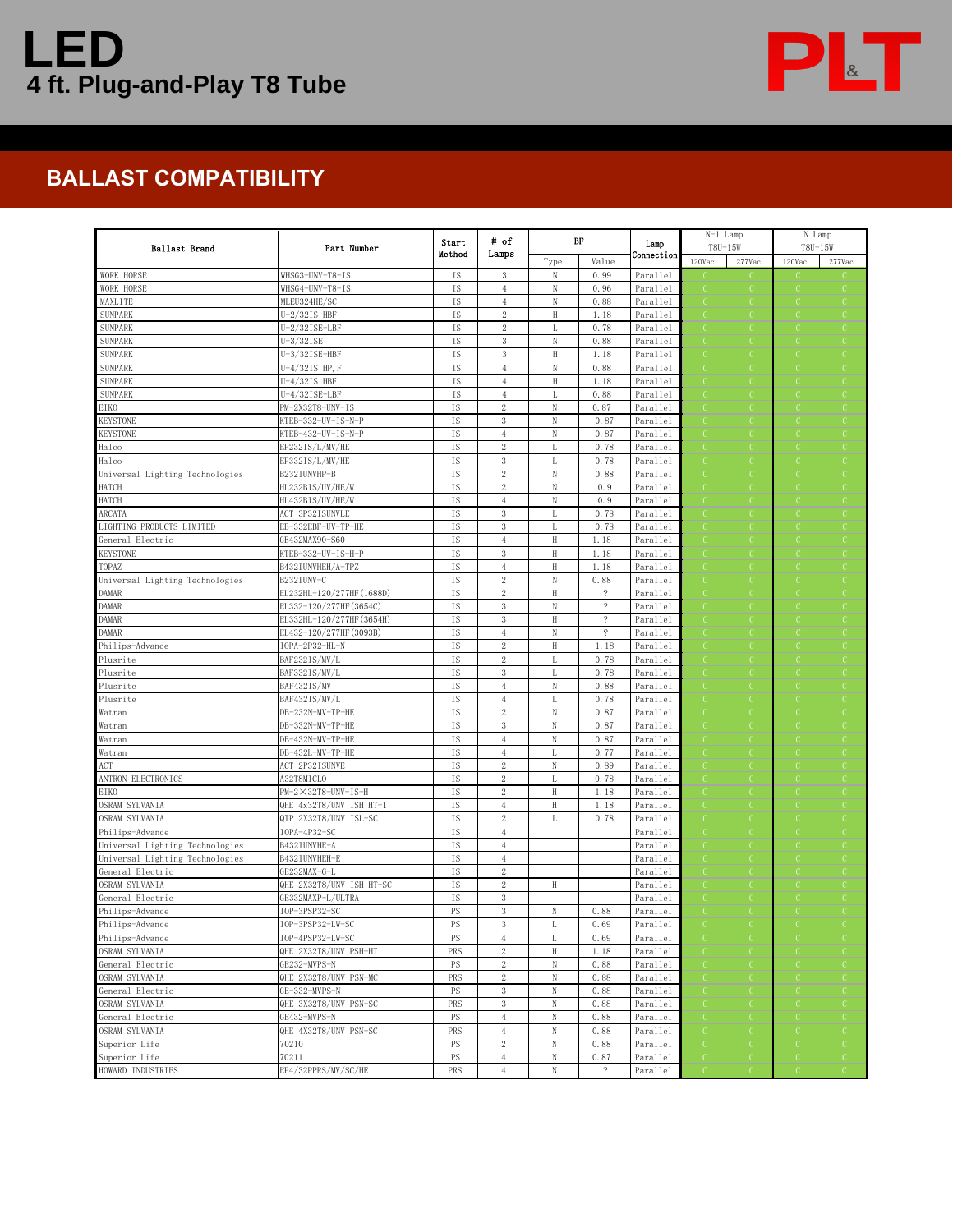# LED

## 4 ft. Plug-and-Play T8 Tube

## BALLAST COMPATIBILITY

| Ballast Brand | Part Number | Start Method | # of Lamps | BF | | Lamp Connection | N-1 Lamp T8U-15W | | N Lamp T8U-15W | |
|---|---|---|---|---|---|---|---|---|---|---|
| | | | | Type | Value | | 120Vac | 277Vac | 120Vac | 277Vac |
| WORK HORSE | WHSG3-UNV-T8-IS | IS | 3 | N | 0.99 | Parallel | C | C | C | C |
| WORK HORSE | WHSG4-UNV-T8-IS | IS | 4 | N | 0.96 | Parallel | C | C | C | C |
| MAXLITE | MLEU324HE/SC | IS | 4 | N | 0.88 | Parallel | C | C | C | C |
| SUNPARK | U-2/32IS HBF | IS | 2 | H | 1.18 | Parallel | C | C | C | C |
| SUNPARK | U-2/32ISE-LBF | IS | 2 | L | 0.78 | Parallel | C | C | C | C |
| SUNPARK | U-3/32ISE | IS | 3 | N | 0.88 | Parallel | C | C | C | C |
| SUNPARK | U-3/32ISE-HBF | IS | 3 | H | 1.18 | Parallel | C | C | C | C |
| SUNPARK | U-4/32IS HP,F | IS | 4 | N | 0.88 | Parallel | C | C | C | C |
| SUNPARK | U-4/32IS HBF | IS | 4 | H | 1.18 | Parallel | C | C | C | C |
| SUNPARK | U-4/32ISE-LBF | IS | 4 | L | 0.88 | Parallel | C | C | C | C |
| EIKO | PM-2X32T8-UNV-IS | IS | 2 | N | 0.87 | Parallel | C | C | C | C |
| KEYSTONE | KTEB-332-UV-IS-N-P | IS | 3 | N | 0.87 | Parallel | C | C | C | C |
| KEYSTONE | KTEB-432-UV-IS-N-P | IS | 4 | N | 0.87 | Parallel | C | C | C | C |
| Halco | EP232IS/L/MV/HE | IS | 2 | L | 0.78 | Parallel | C | C | C | C |
| Halco | EP332IS/L/MV/HE | IS | 3 | L | 0.78 | Parallel | C | C | C | C |
| Universal Lighting Technologies | B232IUNVHP-B | IS | 2 | N | 0.88 | Parallel | C | C | C | C |
| HATCH | HL232BIS/UV/HE/W | IS | 2 | N | 0.9 | Parallel | C | C | C | C |
| HATCH | HL432BIS/UV/HE/W | IS | 4 | N | 0.9 | Parallel | C | C | C | C |
| ARCATA | ACT 3P32ISUNVLE | IS | 3 | L | 0.78 | Parallel | C | C | C | C |
| LIGHTING PRODUCTS LIMITED | EB-332EBF-UV-TP-HE | IS | 3 | L | 0.78 | Parallel | C | C | C | C |
| General Electric | GE432MAX90-S60 | IS | 4 | H | 1.18 | Parallel | C | C | C | C |
| KEYSTONE | KTEB-332-UV-IS-H-P | IS | 3 | H | 1.18 | Parallel | C | C | C | C |
| TOPAZ | B432IUNVHEH/A-TPZ | IS | 4 | H | 1.18 | Parallel | C | C | C | C |
| Universal Lighting Technologies | B232IUNV-C | IS | 2 | N | 0.88 | Parallel | C | C | C | C |
| DAMAR | EL232HL-120/277HF(1688D) | IS | 2 | H | ? | Parallel | C | C | C | C |
| DAMAR | EL332-120/277HF(3654C) | IS | 3 | N | ? | Parallel | C | C | C | C |
| DAMAR | EL332HL-120/277HF(3654H) | IS | 3 | H | ? | Parallel | C | C | C | C |
| DAMAR | EL432-120/277HF(3093B) | IS | 4 | N | ? | Parallel | C | C | C | C |
| Philips-Advance | IOPA-2P32-HL-N | IS | 2 | H | 1.18 | Parallel | C | C | C | C |
| Plusrite | BAF232IS/MV/L | IS | 2 | L | 0.78 | Parallel | C | C | C | C |
| Plusrite | BAF332IS/MV/L | IS | 3 | L | 0.78 | Parallel | C | C | C | C |
| Plusrite | BAF432IS/MV | IS | 4 | N | 0.88 | Parallel | C | C | C | C |
| Plusrite | BAF432IS/MV/L | IS | 4 | L | 0.78 | Parallel | C | C | C | C |
| Watran | DB-232N-MV-TP-HE | IS | 2 | N | 0.87 | Parallel | C | C | C | C |
| Watran | DB-332N-MV-TP-HE | IS | 3 | N | 0.87 | Parallel | C | C | C | C |
| Watran | DB-432N-MV-TP-HE | IS | 4 | N | 0.87 | Parallel | C | C | C | C |
| Watran | DB-432L-MV-TP-HE | IS | 4 | L | 0.77 | Parallel | C | C | C | C |
| ACT | ACT 2P32ISUNVE | IS | 2 | N | 0.89 | Parallel | C | C | C | C |
| ANTRON ELECTRONICS | A32T8MICLO | IS | 2 | L | 0.78 | Parallel | C | C | C | C |
| EIKO | PM-2×32T8-UNV-IS-H | IS | 2 | H | 1.18 | Parallel | C | C | C | C |
| OSRAM SYLVANIA | QHE 4x32T8/UNV ISH HT-1 | IS | 4 | H | 1.18 | Parallel | C | C | C | C |
| OSRAM SYLVANIA | QTP 2X32T8/UNV ISL-SC | IS | 2 | L | 0.78 | Parallel | C | C | C | C |
| Philips-Advance | IOPA-4P32-SC | IS | 4 | | | Parallel | C | C | C | C |
| Universal Lighting Technologies | B432IUNVHE-A | IS | 4 | | | Parallel | C | C | C | C |
| Universal Lighting Technologies | B432IUNVHEH-E | IS | 4 | | | Parallel | C | C | C | C |
| General Electric | GE232MAX-G-L | IS | 2 | | | Parallel | C | C | C | C |
| OSRAM SYLVANIA | QHE 2X32T8/UNV ISH HT-SC | IS | 2 | H | | Parallel | C | C | C | C |
| General Electric | GE332MAXP-L/ULTRA | IS | 3 | | | Parallel | C | C | C | C |
| Philips-Advance | IOP-3PSP32-SC | PS | 3 | N | 0.88 | Parallel | C | C | C | C |
| Philips-Advance | IOP-3PSP32-LW-SC | PS | 3 | L | 0.69 | Parallel | C | C | C | C |
| Philips-Advance | IOP-4PSP32-LW-SC | PS | 4 | L | 0.69 | Parallel | C | C | C | C |
| OSRAM SYLVANIA | QHE 2X32T8/UNV PSH-HT | PRS | 2 | H | 1.18 | Parallel | C | C | C | C |
| General Electric | GE232-MVPS-N | PS | 2 | N | 0.88 | Parallel | C | C | C | C |
| OSRAM SYLVANIA | QHE 2X32T8/UNV PSN-MC | PRS | 2 | N | 0.88 | Parallel | C | C | C | C |
| General Electric | GE-332-MVPS-N | PS | 3 | N | 0.88 | Parallel | C | C | C | C |
| OSRAM SYLVANIA | QHE 3X32T8/UNV PSN-SC | PRS | 3 | N | 0.88 | Parallel | C | C | C | C |
| General Electric | GE432-MVPS-N | PS | 4 | N | 0.88 | Parallel | C | C | C | C |
| OSRAM SYLVANIA | QHE 4X32T8/UNV PSN-SC | PRS | 4 | N | 0.88 | Parallel | C | C | C | C |
| Superior Life | 70210 | PS | 2 | N | 0.88 | Parallel | C | C | C | C |
| Superior Life | 70211 | PS | 4 | N | 0.87 | Parallel | C | C | C | C |
| HOWARD INDUSTRIES | EP4/32PPRS/MV/SC/HE | PRS | 4 | N | ? | Parallel | C | C | C | C |